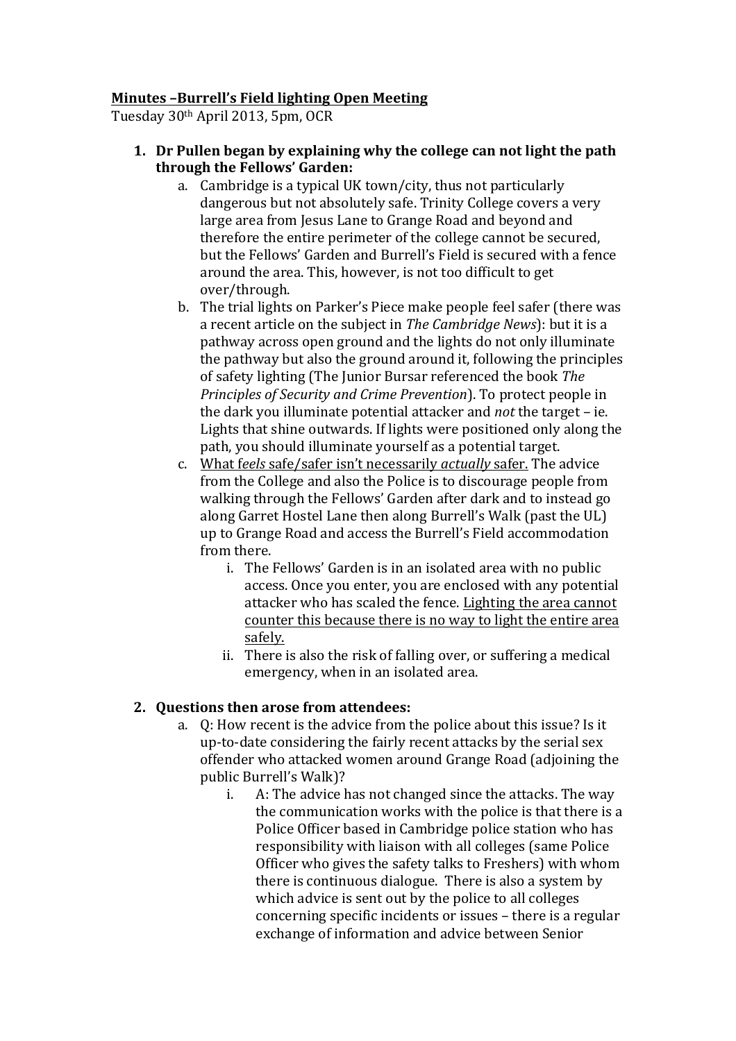**Minutes –Burrell's Field lighting Open Meeting**

Tuesday 30th April 2013, 5pm, OCR

1. **Dr Pullen began by explaining why the college can not light the path through the Fellows' Garden:**
    a. Cambridge is a typical UK town/city, thus not particularly dangerous but not absolutely safe. Trinity College covers a very large area from Jesus Lane to Grange Road and beyond and therefore the entire perimeter of the college cannot be secured, but the Fellows' Garden and Burrell's Field is secured with a fence around the area. This, however, is not too difficult to get over/through.
    b. The trial lights on Parker's Piece make people feel safer (there was a recent article on the subject in *The Cambridge News*): but it is a pathway across open ground and the lights do not only illuminate the pathway but also the ground around it, following the principles of safety lighting (The Junior Bursar referenced the book *The Principles of Security and Crime Prevention*). To protect people in the dark you illuminate potential attacker and *not* the target – ie. Lights that shine outwards. If lights were positioned only along the path, you should illuminate yourself as a potential target.
    c. <u>What *feels* safe/safer isn't necessarily *actually* safer.</u> The advice from the College and also the Police is to discourage people from walking through the Fellows' Garden after dark and to instead go along Garret Hostel Lane then along Burrell's Walk (past the UL) up to Grange Road and access the Burrell's Field accommodation from there.
        i. The Fellows' Garden is in an isolated area with no public access. Once you enter, you are enclosed with any potential attacker who has scaled the fence. <u>Lighting the area cannot counter this because there is no way to light the entire area safely.</u>
        ii. There is also the risk of falling over, or suffering a medical emergency, when in an isolated area.

2. **Questions then arose from attendees:**
    a. Q: How recent is the advice from the police about this issue? Is it up-to-date considering the fairly recent attacks by the serial sex offender who attacked women around Grange Road (adjoining the public Burrell's Walk)?
        i. A: The advice has not changed since the attacks. The way the communication works with the police is that there is a Police Officer based in Cambridge police station who has responsibility with liaison with all colleges (same Police Officer who gives the safety talks to Freshers) with whom there is continuous dialogue. There is also a system by which advice is sent out by the police to all colleges concerning specific incidents or issues – there is a regular exchange of information and advice between Senior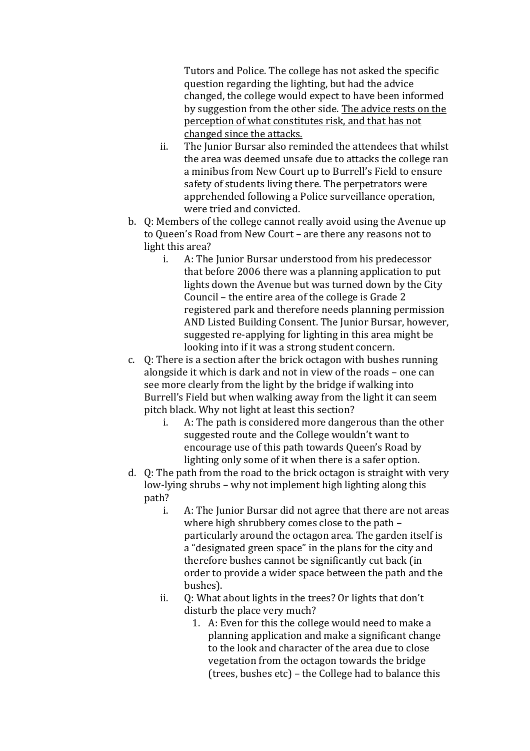Tutors and Police. The college has not asked the specific question regarding the lighting, but had the advice changed, the college would expect to have been informed by suggestion from the other side. <u>The advice rests on the perception of what constitutes risk, and that has not changed since the attacks.</u>

   ii. The Junior Bursar also reminded the attendees that whilst the area was deemed unsafe due to attacks the college ran a minibus from New Court up to Burrell's Field to ensure safety of students living there. The perpetrators were apprehended following a Police surveillance operation, were tried and convicted.

b. Q: Members of the college cannot really avoid using the Avenue up to Queen's Road from New Court – are there any reasons not to light this area?

   i. A: The Junior Bursar understood from his predecessor that before 2006 there was a planning application to put lights down the Avenue but was turned down by the City Council – the entire area of the college is Grade 2 registered park and therefore needs planning permission AND Listed Building Consent. The Junior Bursar, however, suggested re-applying for lighting in this area might be looking into if it was a strong student concern.

c. Q: There is a section after the brick octagon with bushes running alongside it which is dark and not in view of the roads – one can see more clearly from the light by the bridge if walking into Burrell's Field but when walking away from the light it can seem pitch black. Why not light at least this section?

   i. A: The path is considered more dangerous than the other suggested route and the College wouldn't want to encourage use of this path towards Queen's Road by lighting only some of it when there is a safer option.

d. Q: The path from the road to the brick octagon is straight with very low-lying shrubs – why not implement high lighting along this path?

   i. A: The Junior Bursar did not agree that there are not areas where high shrubbery comes close to the path – particularly around the octagon area. The garden itself is a "designated green space" in the plans for the city and therefore bushes cannot be significantly cut back (in order to provide a wider space between the path and the bushes).

   ii. Q: What about lights in the trees? Or lights that don't disturb the place very much?

      1. A: Even for this the college would need to make a planning application and make a significant change to the look and character of the area due to close vegetation from the octagon towards the bridge (trees, bushes etc) – the College had to balance this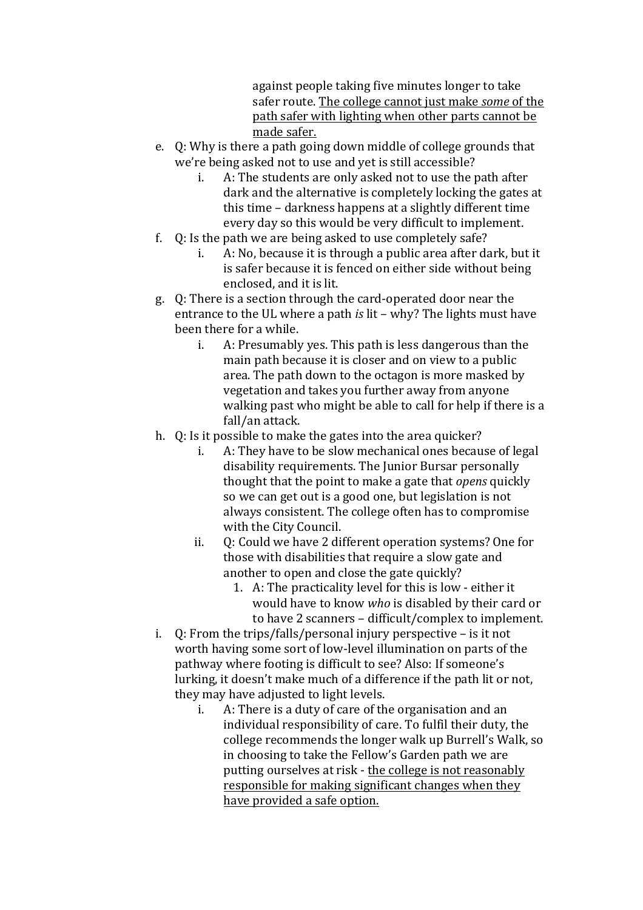against people taking five minutes longer to take safer route. <u>The college cannot just make *some* of the path safer with lighting when other parts cannot be made safer.</u>

e. Q: Why is there a path going down middle of college grounds that we're being asked not to use and yet is still accessible?
    i. A: The students are only asked not to use the path after dark and the alternative is completely locking the gates at this time – darkness happens at a slightly different time every day so this would be very difficult to implement.
f. Q: Is the path we are being asked to use completely safe?
    i. A: No, because it is through a public area after dark, but it is safer because it is fenced on either side without being enclosed, and it is lit.
g. Q: There is a section through the card-operated door near the entrance to the UL where a path *is* lit – why? The lights must have been there for a while.
    i. A: Presumably yes. This path is less dangerous than the main path because it is closer and on view to a public area. The path down to the octagon is more masked by vegetation and takes you further away from anyone walking past who might be able to call for help if there is a fall/an attack.
h. Q: Is it possible to make the gates into the area quicker?
    i. A: They have to be slow mechanical ones because of legal disability requirements. The Junior Bursar personally thought that the point to make a gate that *opens* quickly so we can get out is a good one, but legislation is not always consistent. The college often has to compromise with the City Council.
    ii. Q: Could we have 2 different operation systems? One for those with disabilities that require a slow gate and another to open and close the gate quickly?
        1. A: The practicality level for this is low - either it would have to know *who* is disabled by their card or to have 2 scanners – difficult/complex to implement.
i. Q: From the trips/falls/personal injury perspective – is it not worth having some sort of low-level illumination on parts of the pathway where footing is difficult to see? Also: If someone's lurking, it doesn't make much of a difference if the path lit or not, they may have adjusted to light levels.
    i. A: There is a duty of care of the organisation and an individual responsibility of care. To fulfil their duty, the college recommends the longer walk up Burrell's Walk, so in choosing to take the Fellow's Garden path we are putting ourselves at risk - <u>the college is not reasonably responsible for making significant changes when they have provided a safe option.</u>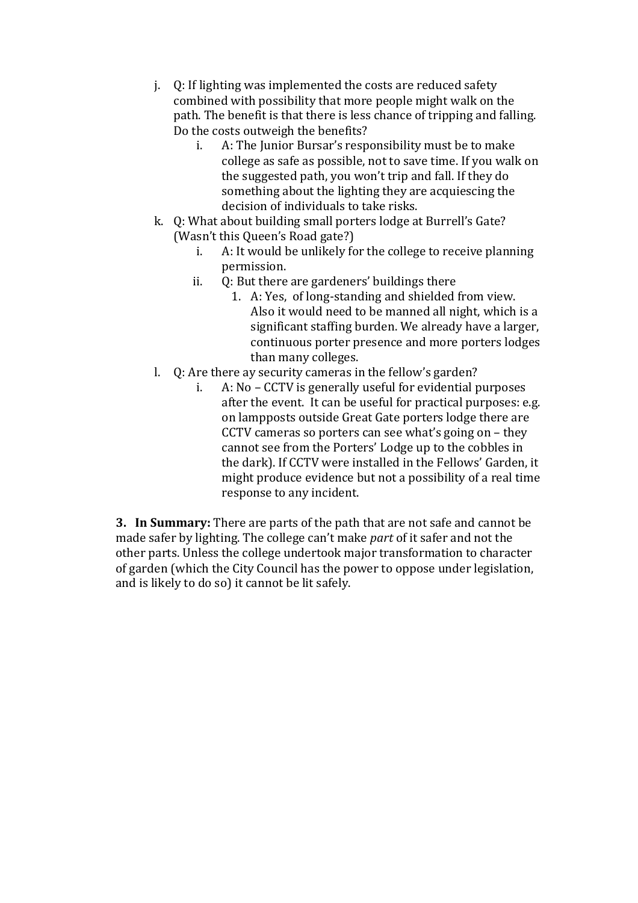j. Q: If lighting was implemented the costs are reduced safety combined with possibility that more people might walk on the path. The benefit is that there is less chance of tripping and falling. Do the costs outweigh the benefits?
    i. A: The Junior Bursar's responsibility must be to make college as safe as possible, not to save time. If you walk on the suggested path, you won't trip and fall. If they do something about the lighting they are acquiescing the decision of individuals to take risks.

k. Q: What about building small porters lodge at Burrell's Gate? (Wasn't this Queen's Road gate?)
    i. A: It would be unlikely for the college to receive planning permission.
    ii. Q: But there are gardeners' buildings there
        1. A: Yes, of long-standing and shielded from view. Also it would need to be manned all night, which is a significant staffing burden. We already have a larger, continuous porter presence and more porters lodges than many colleges.

l. Q: Are there ay security cameras in the fellow's garden?
    i. A: No – CCTV is generally useful for evidential purposes after the event. It can be useful for practical purposes: e.g. on lampposts outside Great Gate porters lodge there are CCTV cameras so porters can see what's going on – they cannot see from the Porters' Lodge up to the cobbles in the dark). If CCTV were installed in the Fellows' Garden, it might produce evidence but not a possibility of a real time response to any incident.

**3. In Summary:** There are parts of the path that are not safe and cannot be made safer by lighting. The college can't make *part* of it safer and not the other parts. Unless the college undertook major transformation to character of garden (which the City Council has the power to oppose under legislation, and is likely to do so) it cannot be lit safely.